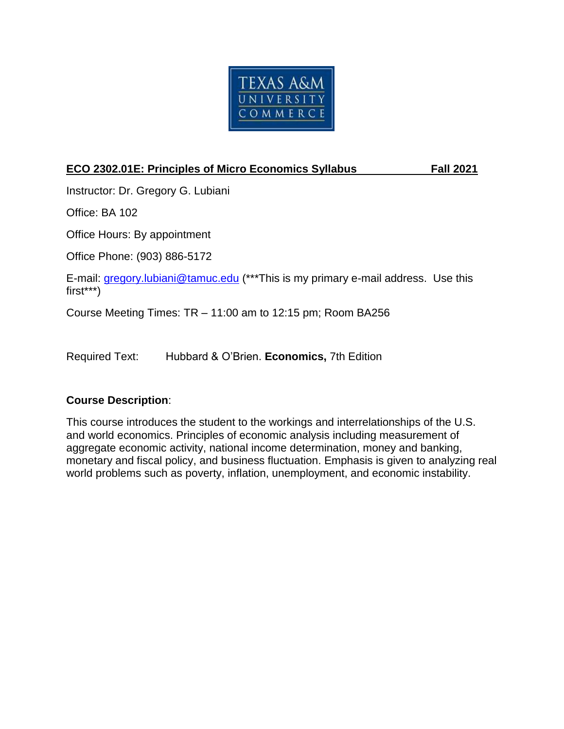**ECO 2302.01E: Principles of Micro Economics Syllabus Fall 2021**

Instructor: Dr. Gregory G. Lubiani

Office: BA 102

Office Hours: By appointment

Office Phone: (903) 886-5172

E-mail: gregory.lubiani@tamuc.edu (***This is my primary e-mail address. Use this first***)

Course Meeting Times: TR – 11:00 am to 12:15 pm; Room BA256

Required Text: Hubbard & O'Brien. **Economics,** 7th Edition

**Course Description**:

This course introduces the student to the workings and interrelationships of the U.S. and world economics. Principles of economic analysis including measurement of aggregate economic activity, national income determination, money and banking, monetary and fiscal policy, and business fluctuation. Emphasis is given to analyzing real world problems such as poverty, inflation, unemployment, and economic instability.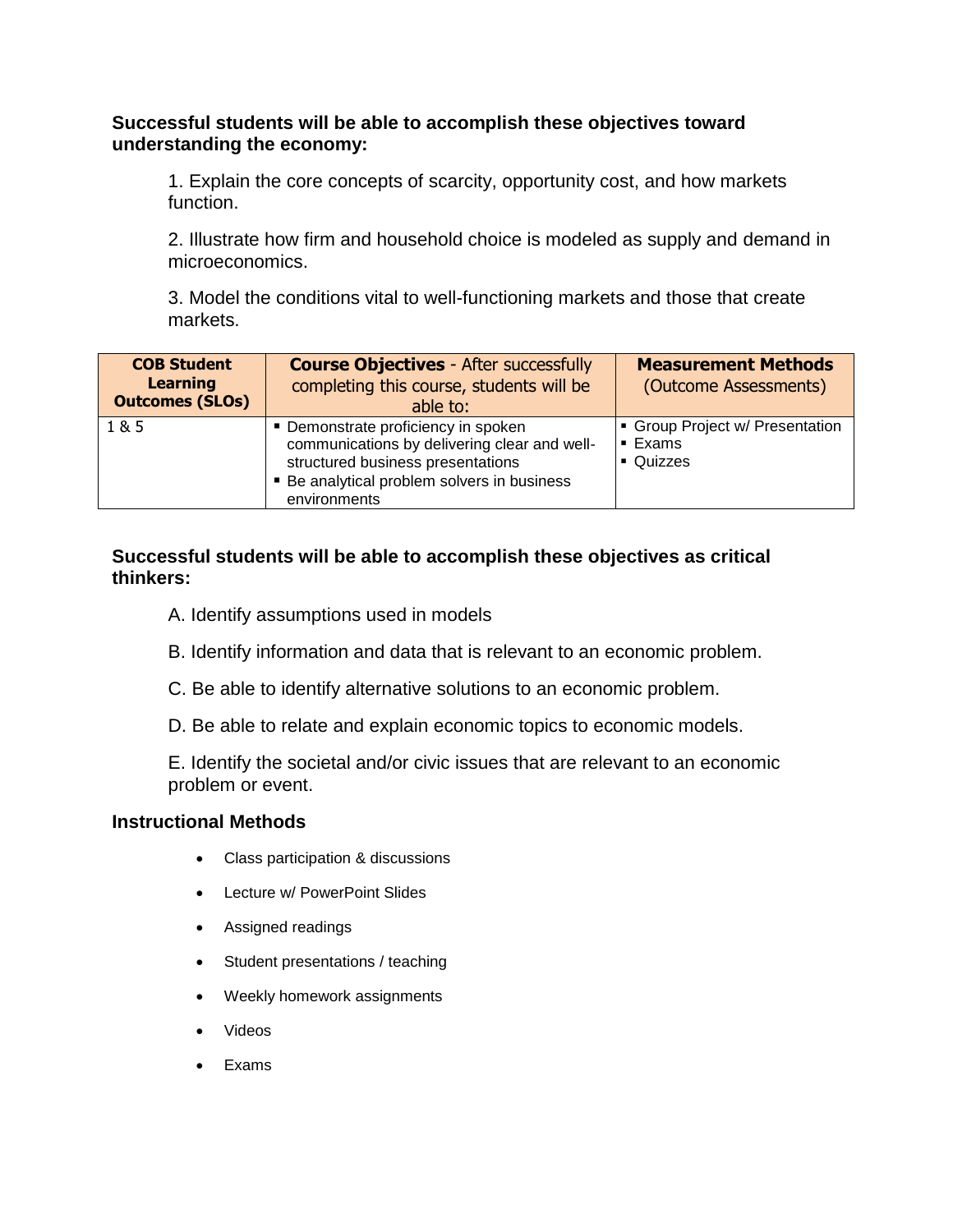**Successful students will be able to accomplish these objectives toward understanding the economy:**

1. Explain the core concepts of scarcity, opportunity cost, and how markets function.

2. Illustrate how firm and household choice is modeled as supply and demand in microeconomics.

3. Model the conditions vital to well-functioning markets and those that create markets.

| **COB Student Learning Outcomes (SLOs)** | **Course Objectives** - After successfully completing this course, students will be able to: | **Measurement Methods** (Outcome Assessments) |
|---|---|---|
| 1 & 5 | ▪ Demonstrate proficiency in spoken communications by delivering clear and well-structured business presentations<br>▪ Be analytical problem solvers in business environments | ▪ Group Project w/ Presentation<br>▪ Exams<br>▪ Quizzes |

**Successful students will be able to accomplish these objectives as critical thinkers:**

A. Identify assumptions used in models

B. Identify information and data that is relevant to an economic problem.

C. Be able to identify alternative solutions to an economic problem.

D. Be able to relate and explain economic topics to economic models.

E. Identify the societal and/or civic issues that are relevant to an economic problem or event.

**Instructional Methods**

- Class participation & discussions
- Lecture w/ PowerPoint Slides
- Assigned readings
- Student presentations / teaching
- Weekly homework assignments
- Videos
- Exams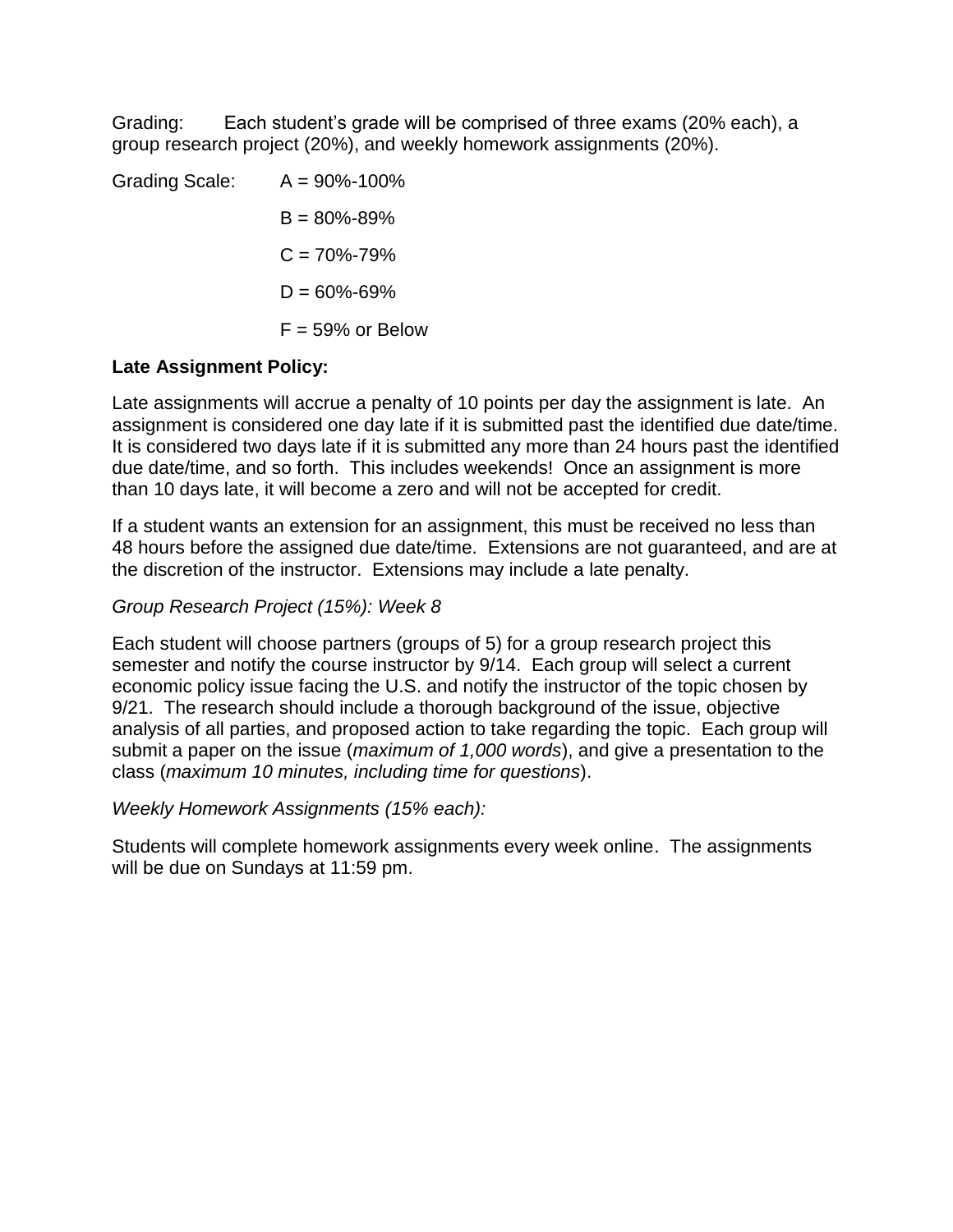Grading: Each student's grade will be comprised of three exams (20% each), a group research project (20%), and weekly homework assignments (20%).

Grading Scale:

A = 90%-100%

B = 80%-89%

C = 70%-79%

D = 60%-69%

F = 59% or Below

**Late Assignment Policy:**

Late assignments will accrue a penalty of 10 points per day the assignment is late. An assignment is considered one day late if it is submitted past the identified due date/time. It is considered two days late if it is submitted any more than 24 hours past the identified due date/time, and so forth. This includes weekends! Once an assignment is more than 10 days late, it will become a zero and will not be accepted for credit.

If a student wants an extension for an assignment, this must be received no less than 48 hours before the assigned due date/time. Extensions are not guaranteed, and are at the discretion of the instructor. Extensions may include a late penalty.

*Group Research Project (15%): Week 8*

Each student will choose partners (groups of 5) for a group research project this semester and notify the course instructor by 9/14. Each group will select a current economic policy issue facing the U.S. and notify the instructor of the topic chosen by 9/21. The research should include a thorough background of the issue, objective analysis of all parties, and proposed action to take regarding the topic. Each group will submit a paper on the issue (*maximum of 1,000 words*), and give a presentation to the class (*maximum 10 minutes, including time for questions*).

*Weekly Homework Assignments (15% each):*

Students will complete homework assignments every week online. The assignments will be due on Sundays at 11:59 pm.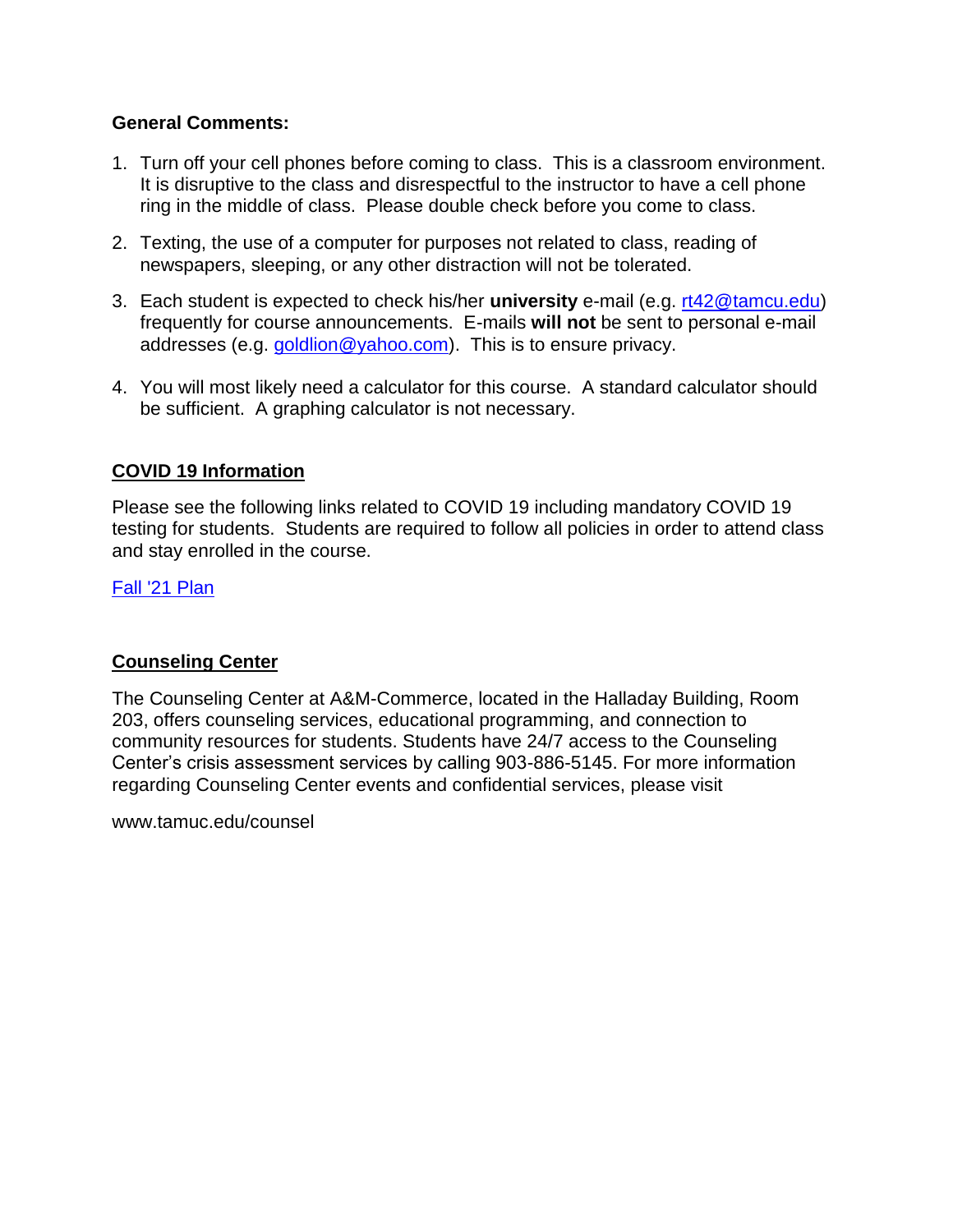**General Comments:**

1. Turn off your cell phones before coming to class. This is a classroom environment. It is disruptive to the class and disrespectful to the instructor to have a cell phone ring in the middle of class. Please double check before you come to class.

2. Texting, the use of a computer for purposes not related to class, reading of newspapers, sleeping, or any other distraction will not be tolerated.

3. Each student is expected to check his/her **university** e-mail (e.g. rt42@tamcu.edu) frequently for course announcements. E-mails **will not** be sent to personal e-mail addresses (e.g. goldlion@yahoo.com). This is to ensure privacy.

4. You will most likely need a calculator for this course. A standard calculator should be sufficient. A graphing calculator is not necessary.

## COVID 19 Information

Please see the following links related to COVID 19 including mandatory COVID 19 testing for students. Students are required to follow all policies in order to attend class and stay enrolled in the course.

Fall '21 Plan

## Counseling Center

The Counseling Center at A&M-Commerce, located in the Halladay Building, Room 203, offers counseling services, educational programming, and connection to community resources for students. Students have 24/7 access to the Counseling Center's crisis assessment services by calling 903-886-5145. For more information regarding Counseling Center events and confidential services, please visit

www.tamuc.edu/counsel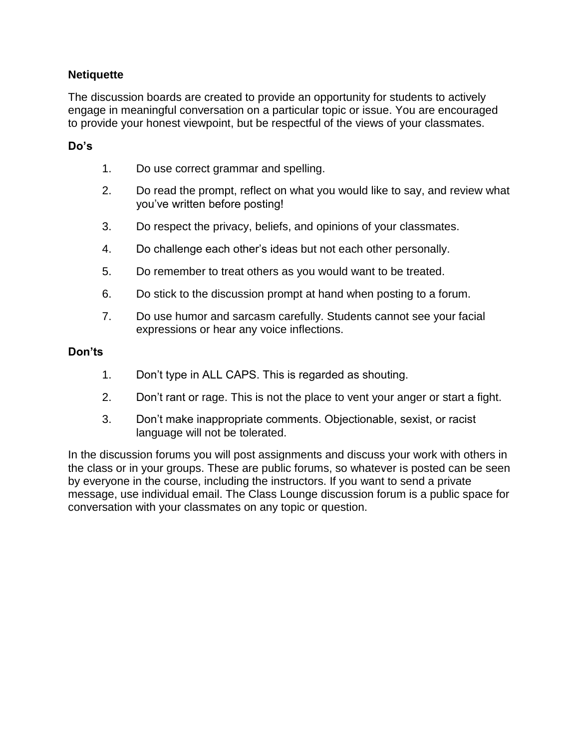**Netiquette**

The discussion boards are created to provide an opportunity for students to actively engage in meaningful conversation on a particular topic or issue. You are encouraged to provide your honest viewpoint, but be respectful of the views of your classmates.

**Do's**

1. Do use correct grammar and spelling.
2. Do read the prompt, reflect on what you would like to say, and review what you've written before posting!
3. Do respect the privacy, beliefs, and opinions of your classmates.
4. Do challenge each other's ideas but not each other personally.
5. Do remember to treat others as you would want to be treated.
6. Do stick to the discussion prompt at hand when posting to a forum.
7. Do use humor and sarcasm carefully. Students cannot see your facial expressions or hear any voice inflections.

**Don'ts**

1. Don't type in ALL CAPS. This is regarded as shouting.
2. Don't rant or rage. This is not the place to vent your anger or start a fight.
3. Don't make inappropriate comments. Objectionable, sexist, or racist language will not be tolerated.

In the discussion forums you will post assignments and discuss your work with others in the class or in your groups. These are public forums, so whatever is posted can be seen by everyone in the course, including the instructors. If you want to send a private message, use individual email. The Class Lounge discussion forum is a public space for conversation with your classmates on any topic or question.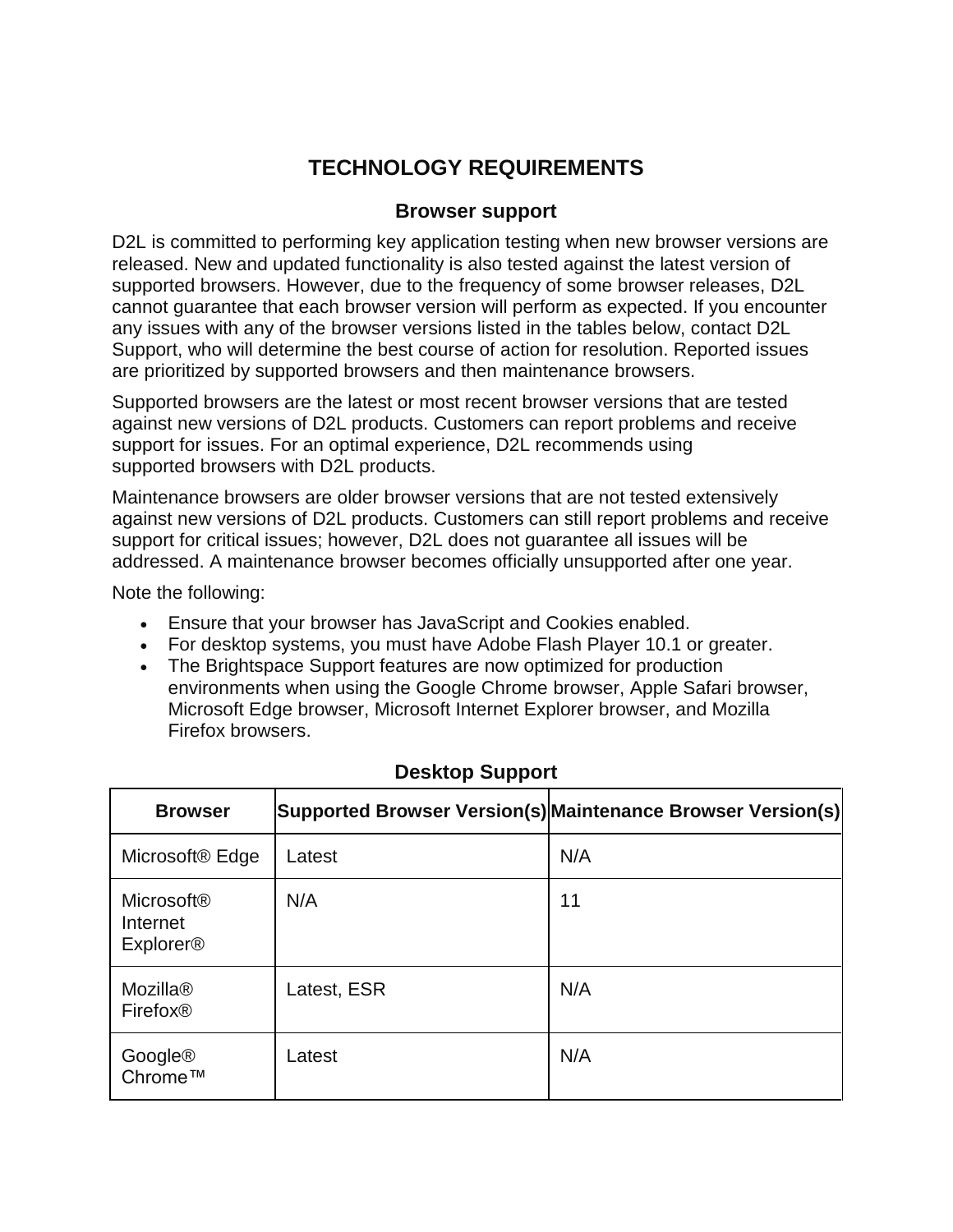# TECHNOLOGY REQUIREMENTS

## Browser support

D2L is committed to performing key application testing when new browser versions are released. New and updated functionality is also tested against the latest version of supported browsers. However, due to the frequency of some browser releases, D2L cannot guarantee that each browser version will perform as expected. If you encounter any issues with any of the browser versions listed in the tables below, contact D2L Support, who will determine the best course of action for resolution. Reported issues are prioritized by supported browsers and then maintenance browsers.

Supported browsers are the latest or most recent browser versions that are tested against new versions of D2L products. Customers can report problems and receive support for issues. For an optimal experience, D2L recommends using supported browsers with D2L products.

Maintenance browsers are older browser versions that are not tested extensively against new versions of D2L products. Customers can still report problems and receive support for critical issues; however, D2L does not guarantee all issues will be addressed. A maintenance browser becomes officially unsupported after one year.

Note the following:

- Ensure that your browser has JavaScript and Cookies enabled.
- For desktop systems, you must have Adobe Flash Player 10.1 or greater.
- The Brightspace Support features are now optimized for production environments when using the Google Chrome browser, Apple Safari browser, Microsoft Edge browser, Microsoft Internet Explorer browser, and Mozilla Firefox browsers.

### Desktop Support

| Browser | Supported Browser Version(s) | Maintenance Browser Version(s) |
| --- | --- | --- |
| Microsoft® Edge | Latest | N/A |
| Microsoft® Internet Explorer® | N/A | 11 |
| Mozilla® Firefox® | Latest, ESR | N/A |
| Google® Chrome™ | Latest | N/A |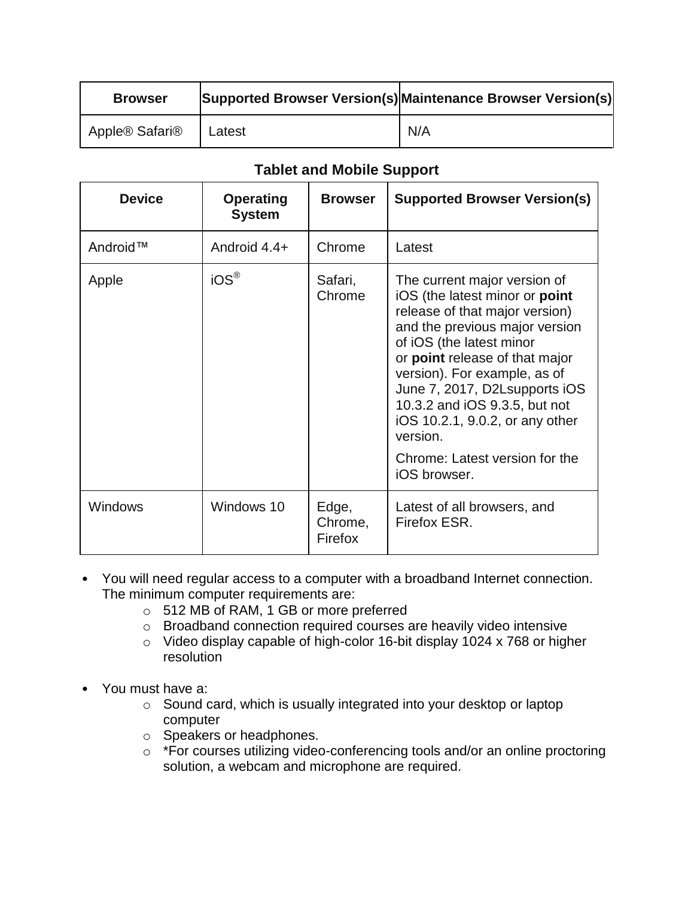| Browser | Supported Browser Version(s) | Maintenance Browser Version(s) |
| --- | --- | --- |
| Apple® Safari® | Latest | N/A |

**Tablet and Mobile Support**

| Device | Operating System | Browser | Supported Browser Version(s) |
| --- | --- | --- | --- |
| Android™ | Android 4.4+ | Chrome | Latest |
| Apple | iOS® | Safari, Chrome | The current major version of iOS (the latest minor or **point** release of that major version) and the previous major version of iOS (the latest minor or **point** release of that major version). For example, as of June 7, 2017, D2Lsupports iOS 10.3.2 and iOS 9.3.5, but not iOS 10.2.1, 9.0.2, or any other version. Chrome: Latest version for the iOS browser. |
| Windows | Windows 10 | Edge, Chrome, Firefox | Latest of all browsers, and Firefox ESR. |

- You will need regular access to a computer with a broadband Internet connection. The minimum computer requirements are:
  - 512 MB of RAM, 1 GB or more preferred
  - Broadband connection required courses are heavily video intensive
  - Video display capable of high-color 16-bit display 1024 x 768 or higher resolution

- You must have a:
  - Sound card, which is usually integrated into your desktop or laptop computer
  - Speakers or headphones.
  - *For courses utilizing video-conferencing tools and/or an online proctoring solution, a webcam and microphone are required.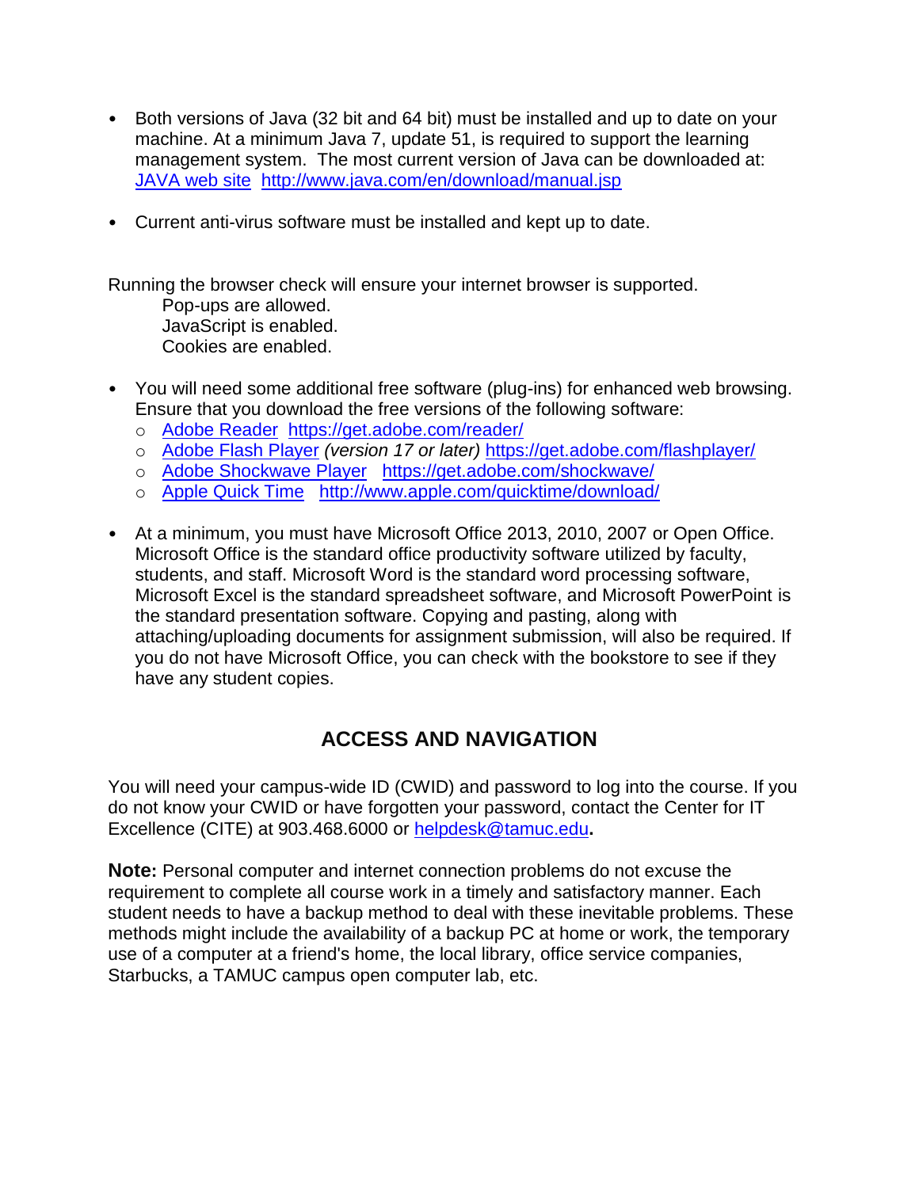- Both versions of Java (32 bit and 64 bit) must be installed and up to date on your machine. At a minimum Java 7, update 51, is required to support the learning management system. The most current version of Java can be downloaded at: [JAVA web site](http://www.java.com/en/download/manual.jsp) http://www.java.com/en/download/manual.jsp

- Current anti-virus software must be installed and kept up to date.

Running the browser check will ensure your internet browser is supported.
Pop-ups are allowed.
JavaScript is enabled.
Cookies are enabled.

- You will need some additional free software (plug-ins) for enhanced web browsing. Ensure that you download the free versions of the following software:
  - [Adobe Reader](https://get.adobe.com/reader/) https://get.adobe.com/reader/
  - [Adobe Flash Player](https://get.adobe.com/flashplayer/) *(version 17 or later)* https://get.adobe.com/flashplayer/
  - [Adobe Shockwave Player](https://get.adobe.com/shockwave/) https://get.adobe.com/shockwave/
  - [Apple Quick Time](http://www.apple.com/quicktime/download/) http://www.apple.com/quicktime/download/

- At a minimum, you must have Microsoft Office 2013, 2010, 2007 or Open Office. Microsoft Office is the standard office productivity software utilized by faculty, students, and staff. Microsoft Word is the standard word processing software, Microsoft Excel is the standard spreadsheet software, and Microsoft PowerPoint is the standard presentation software. Copying and pasting, along with attaching/uploading documents for assignment submission, will also be required. If you do not have Microsoft Office, you can check with the bookstore to see if they have any student copies.

## ACCESS AND NAVIGATION

You will need your campus-wide ID (CWID) and password to log into the course. If you do not know your CWID or have forgotten your password, contact the Center for IT Excellence (CITE) at 903.468.6000 or [helpdesk@tamuc.edu](mailto:helpdesk@tamuc.edu)**.**

**Note:** Personal computer and internet connection problems do not excuse the requirement to complete all course work in a timely and satisfactory manner. Each student needs to have a backup method to deal with these inevitable problems. These methods might include the availability of a backup PC at home or work, the temporary use of a computer at a friend's home, the local library, office service companies, Starbucks, a TAMUC campus open computer lab, etc.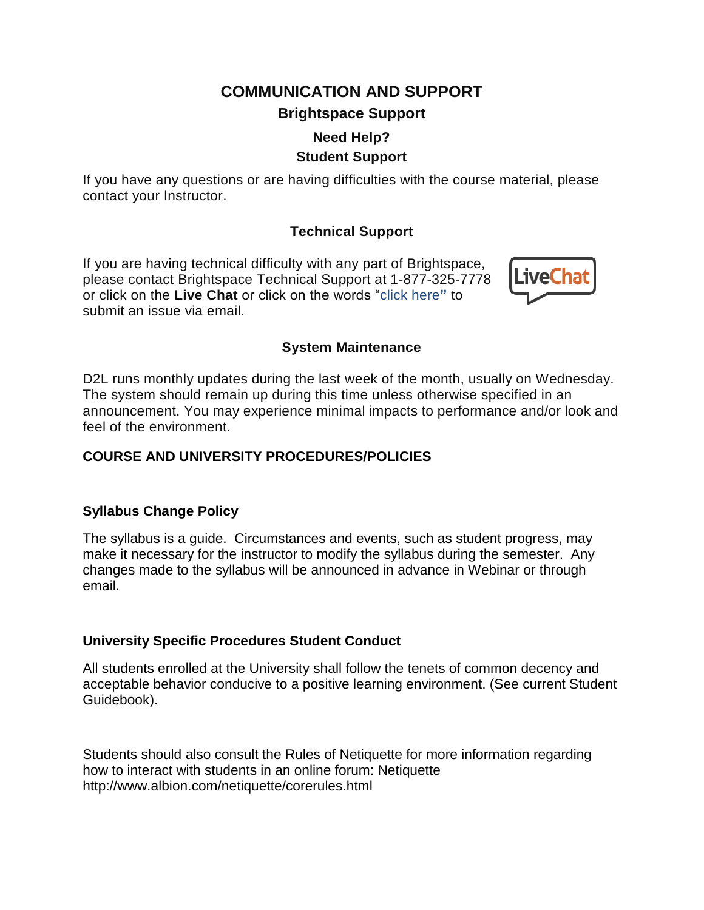# COMMUNICATION AND SUPPORT

## Brightspace Support

### Need Help?

### Student Support

If you have any questions or are having difficulties with the course material, please contact your Instructor.

### Technical Support

If you are having technical difficulty with any part of Brightspace, please contact Brightspace Technical Support at 1-877-325-7778 or click on the **Live Chat** or click on the words "click here" to submit an issue via email.

### System Maintenance

D2L runs monthly updates during the last week of the month, usually on Wednesday. The system should remain up during this time unless otherwise specified in an announcement. You may experience minimal impacts to performance and/or look and feel of the environment.

## COURSE AND UNIVERSITY PROCEDURES/POLICIES

### Syllabus Change Policy

The syllabus is a guide. Circumstances and events, such as student progress, may make it necessary for the instructor to modify the syllabus during the semester. Any changes made to the syllabus will be announced in advance in Webinar or through email.

### University Specific Procedures Student Conduct

All students enrolled at the University shall follow the tenets of common decency and acceptable behavior conducive to a positive learning environment. (See current Student Guidebook).

Students should also consult the Rules of Netiquette for more information regarding how to interact with students in an online forum: Netiquette http://www.albion.com/netiquette/corerules.html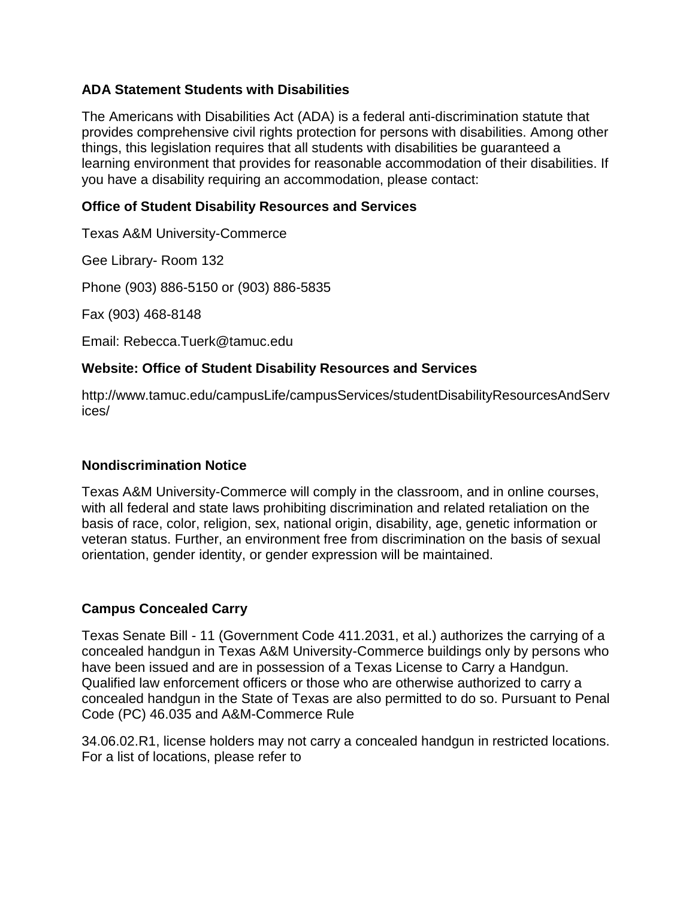**ADA Statement Students with Disabilities**

The Americans with Disabilities Act (ADA) is a federal anti-discrimination statute that provides comprehensive civil rights protection for persons with disabilities. Among other things, this legislation requires that all students with disabilities be guaranteed a learning environment that provides for reasonable accommodation of their disabilities. If you have a disability requiring an accommodation, please contact:

**Office of Student Disability Resources and Services**

Texas A&M University-Commerce

Gee Library- Room 132

Phone (903) 886-5150 or (903) 886-5835

Fax (903) 468-8148

Email: Rebecca.Tuerk@tamuc.edu

**Website: Office of Student Disability Resources and Services**

http://www.tamuc.edu/campusLife/campusServices/studentDisabilityResourcesAndServices/

**Nondiscrimination Notice**

Texas A&M University-Commerce will comply in the classroom, and in online courses, with all federal and state laws prohibiting discrimination and related retaliation on the basis of race, color, religion, sex, national origin, disability, age, genetic information or veteran status. Further, an environment free from discrimination on the basis of sexual orientation, gender identity, or gender expression will be maintained.

**Campus Concealed Carry**

Texas Senate Bill - 11 (Government Code 411.2031, et al.) authorizes the carrying of a concealed handgun in Texas A&M University-Commerce buildings only by persons who have been issued and are in possession of a Texas License to Carry a Handgun. Qualified law enforcement officers or those who are otherwise authorized to carry a concealed handgun in the State of Texas are also permitted to do so. Pursuant to Penal Code (PC) 46.035 and A&M-Commerce Rule

34.06.02.R1, license holders may not carry a concealed handgun in restricted locations. For a list of locations, please refer to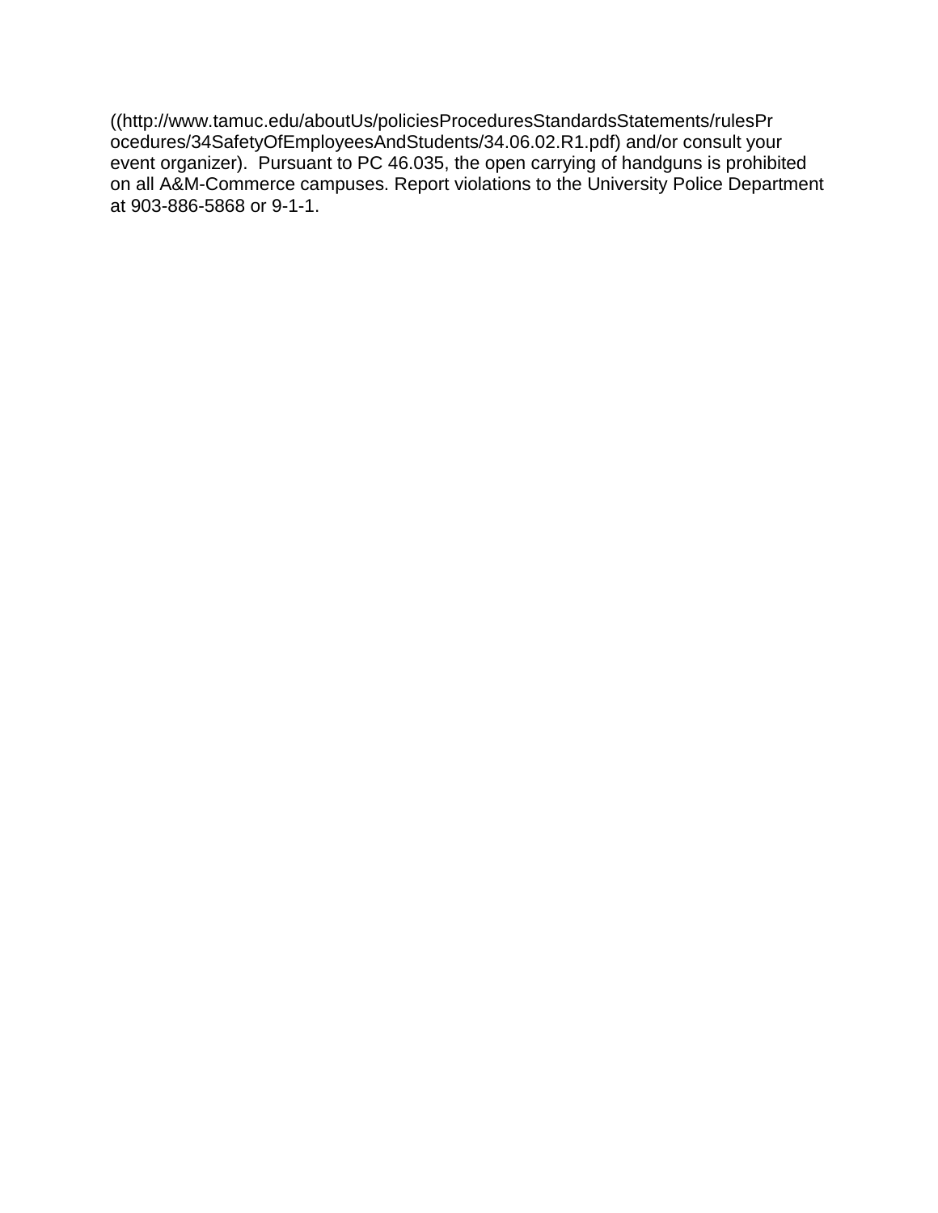((http://www.tamuc.edu/aboutUs/policiesProceduresStandardsStatements/rulesProcedures/34SafetyOfEmployeesAndStudents/34.06.02.R1.pdf) and/or consult your event organizer). Pursuant to PC 46.035, the open carrying of handguns is prohibited on all A&M-Commerce campuses. Report violations to the University Police Department at 903-886-5868 or 9-1-1.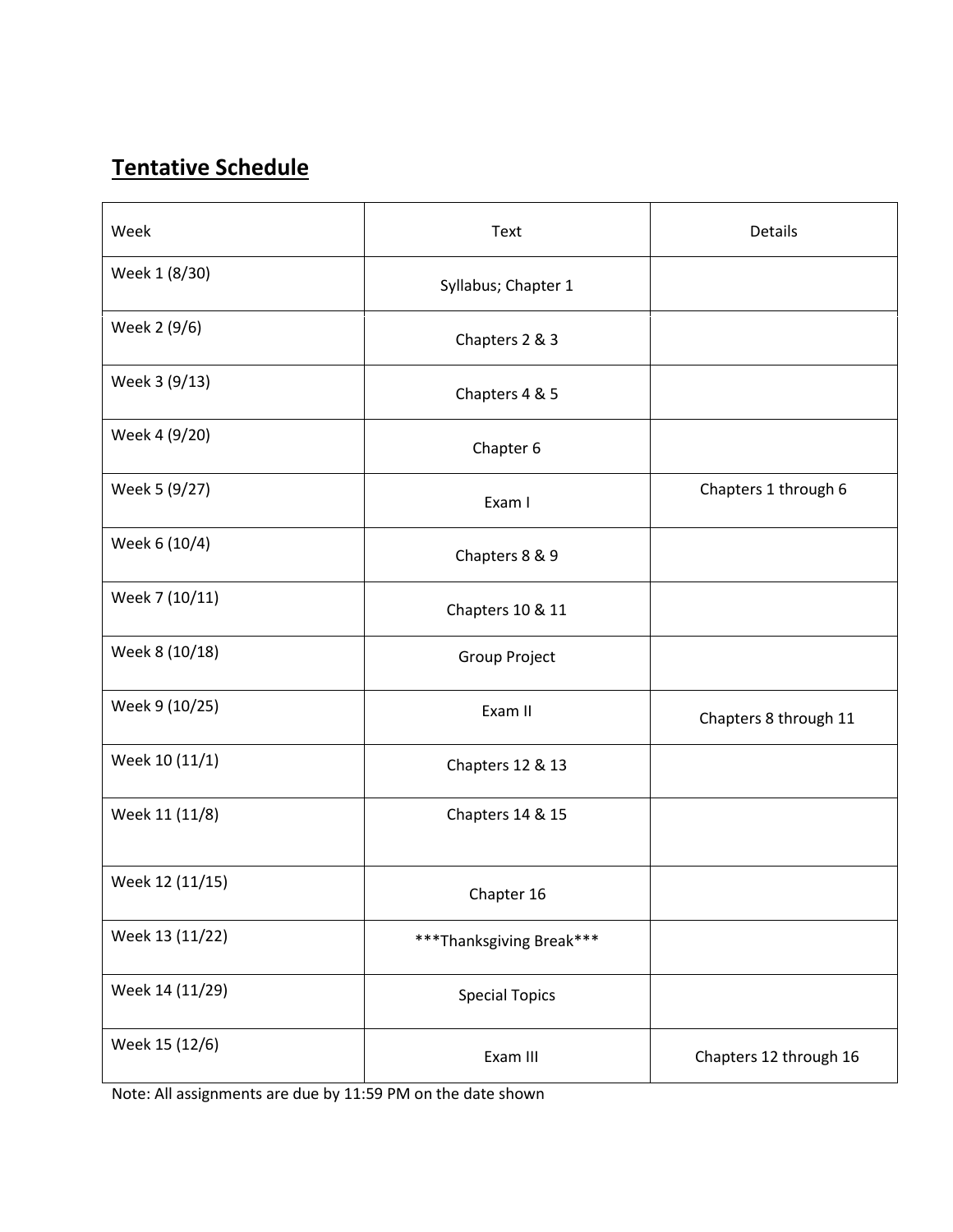## Tentative Schedule

| Week | Text | Details |
| --- | --- | --- |
| Week 1 (8/30) | Syllabus; Chapter 1 | |
| Week 2 (9/6) | Chapters 2 & 3 | |
| Week 3 (9/13) | Chapters 4 & 5 | |
| Week 4 (9/20) | Chapter 6 | |
| Week 5 (9/27) | Exam I | Chapters 1 through 6 |
| Week 6 (10/4) | Chapters 8 & 9 | |
| Week 7 (10/11) | Chapters 10 & 11 | |
| Week 8 (10/18) | Group Project | |
| Week 9 (10/25) | Exam II | Chapters 8 through 11 |
| Week 10 (11/1) | Chapters 12 & 13 | |
| Week 11 (11/8) | Chapters 14 & 15 | |
| Week 12 (11/15) | Chapter 16 | |
| Week 13 (11/22) | ***Thanksgiving Break*** | |
| Week 14 (11/29) | Special Topics | |
| Week 15 (12/6) | Exam III | Chapters 12 through 16 |

Note: All assignments are due by 11:59 PM on the date shown